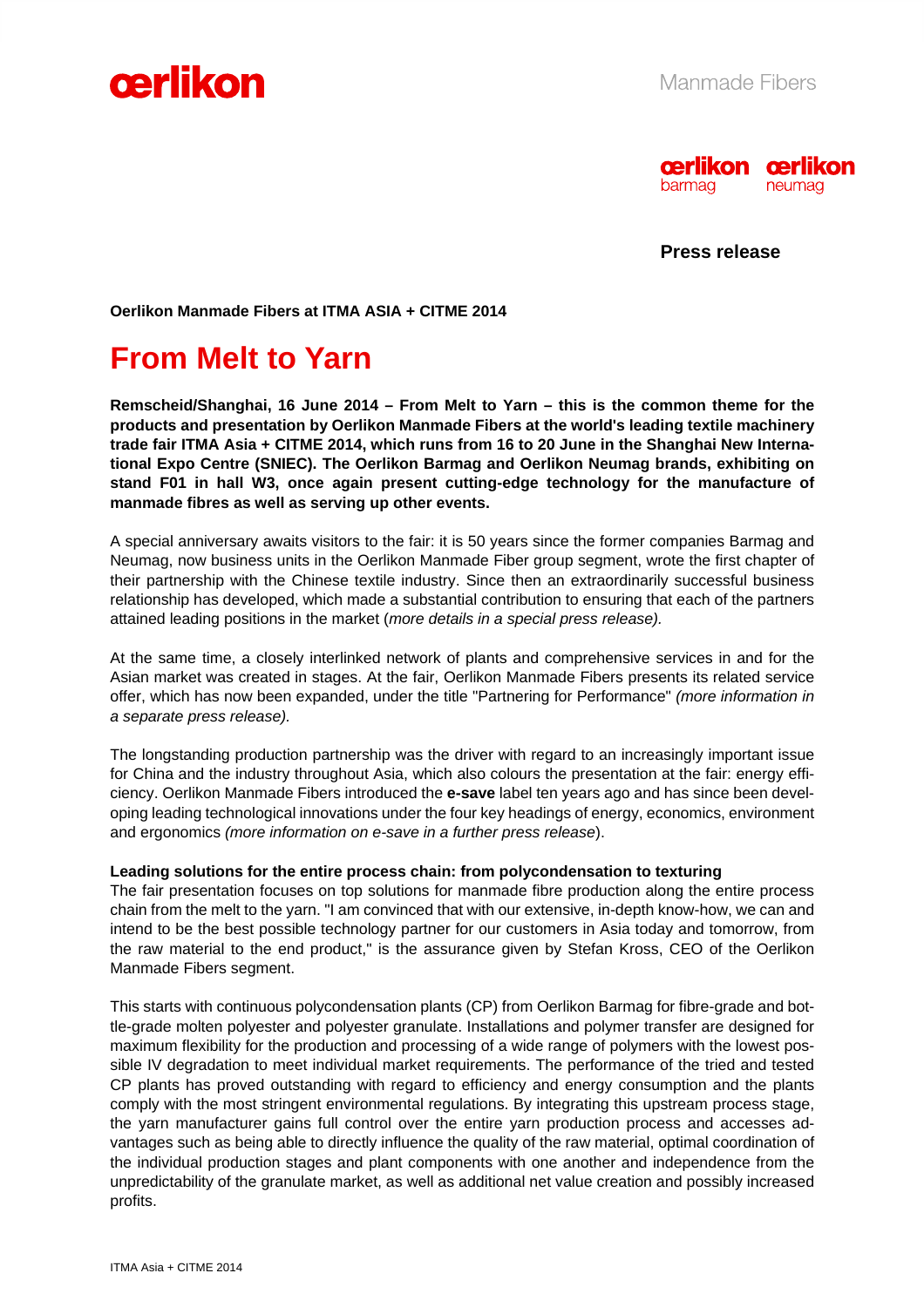Manmade Fibers

**Press release**

**Oerlikon Manmade Fibers at ITMA ASIA + CITME 2014**

# From Melt to Yarn

**Remscheid/Shanghai, 16 June 2014 – From Melt to Yarn – this is the common theme for the products and presentation by Oerlikon Manmade Fibers at the world's leading textile machinery trade fair ITMA Asia + CITME 2014, which runs from 16 to 20 June in the Shanghai New International Expo Centre (SNIEC). The Oerlikon Barmag and Oerlikon Neumag brands, exhibiting on stand F01 in hall W3, once again present cutting-edge technology for the manufacture of manmade fibres as well as serving up other events.**

A special anniversary awaits visitors to the fair: it is 50 years since the former companies Barmag and Neumag, now business units in the Oerlikon Manmade Fiber group segment, wrote the first chapter of their partnership with the Chinese textile industry. Since then an extraordinarily successful business relationship has developed, which made a substantial contribution to ensuring that each of the partners attained leading positions in the market (*more details in a special press release).*

At the same time, a closely interlinked network of plants and comprehensive services in and for the Asian market was created in stages. At the fair, Oerlikon Manmade Fibers presents its related service offer, which has now been expanded, under the title "Partnering for Performance" *(more information in a separate press release).*

The longstanding production partnership was the driver with regard to an increasingly important issue for China and the industry throughout Asia, which also colours the presentation at the fair: energy efficiency. Oerlikon Manmade Fibers introduced the **e-save** label ten years ago and has since been developing leading technological innovations under the four key headings of energy, economics, environment and ergonomics *(more information on e-save in a further press release*).

**Leading solutions for the entire process chain: from polycondensation to texturing**

The fair presentation focuses on top solutions for manmade fibre production along the entire process chain from the melt to the yarn. "I am convinced that with our extensive, in-depth know-how, we can and intend to be the best possible technology partner for our customers in Asia today and tomorrow, from the raw material to the end product," is the assurance given by Stefan Kross, CEO of the Oerlikon Manmade Fibers segment.

This starts with continuous polycondensation plants (CP) from Oerlikon Barmag for fibre-grade and bottle-grade molten polyester and polyester granulate. Installations and polymer transfer are designed for maximum flexibility for the production and processing of a wide range of polymers with the lowest possible IV degradation to meet individual market requirements. The performance of the tried and tested CP plants has proved outstanding with regard to efficiency and energy consumption and the plants comply with the most stringent environmental regulations. By integrating this upstream process stage, the yarn manufacturer gains full control over the entire yarn production process and accesses advantages such as being able to directly influence the quality of the raw material, optimal coordination of the individual production stages and plant components with one another and independence from the unpredictability of the granulate market, as well as additional net value creation and possibly increased profits.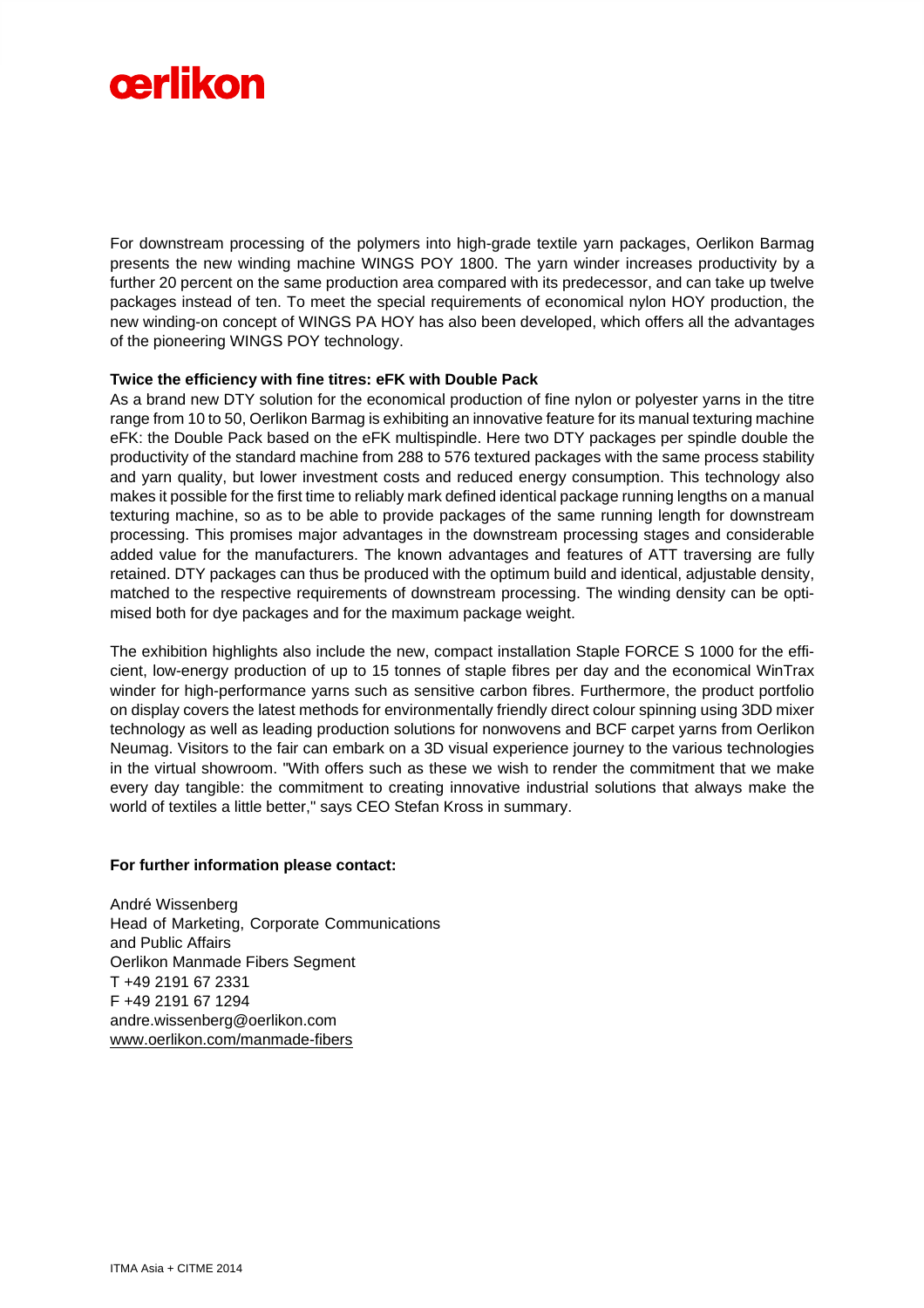For downstream processing of the polymers into high-grade textile yarn packages, Oerlikon Barmag presents the new winding machine WINGS POY 1800. The yarn winder increases productivity by a further 20 percent on the same production area compared with its predecessor, and can take up twelve packages instead of ten. To meet the special requirements of economical nylon HOY production, the new winding-on concept of WINGS PA HOY has also been developed, which offers all the advantages of the pioneering WINGS POY technology.

**Twice the efficiency with fine titres: eFK with Double Pack**

As a brand new DTY solution for the economical production of fine nylon or polyester yarns in the titre range from 10 to 50, Oerlikon Barmag is exhibiting an innovative feature for its manual texturing machine eFK: the Double Pack based on the eFK multispindle. Here two DTY packages per spindle double the productivity of the standard machine from 288 to 576 textured packages with the same process stability and yarn quality, but lower investment costs and reduced energy consumption. This technology also makes it possible for the first time to reliably mark defined identical package running lengths on a manual texturing machine, so as to be able to provide packages of the same running length for downstream processing. This promises major advantages in the downstream processing stages and considerable added value for the manufacturers. The known advantages and features of ATT traversing are fully retained. DTY packages can thus be produced with the optimum build and identical, adjustable density, matched to the respective requirements of downstream processing. The winding density can be optimised both for dye packages and for the maximum package weight.

The exhibition highlights also include the new, compact installation Staple FORCE S 1000 for the efficient, low-energy production of up to 15 tonnes of staple fibres per day and the economical WinTrax winder for high-performance yarns such as sensitive carbon fibres. Furthermore, the product portfolio on display covers the latest methods for environmentally friendly direct colour spinning using 3DD mixer technology as well as leading production solutions for nonwovens and BCF carpet yarns from Oerlikon Neumag. Visitors to the fair can embark on a 3D visual experience journey to the various technologies in the virtual showroom. "With offers such as these we wish to render the commitment that we make every day tangible: the commitment to creating innovative industrial solutions that always make the world of textiles a little better," says CEO Stefan Kross in summary.

**For further information please contact:**

André Wissenberg
Head of Marketing, Corporate Communications
and Public Affairs
Oerlikon Manmade Fibers Segment
T +49 2191 67 2331
F +49 2191 67 1294
andre.wissenberg@oerlikon.com
www.oerlikon.com/manmade-fibers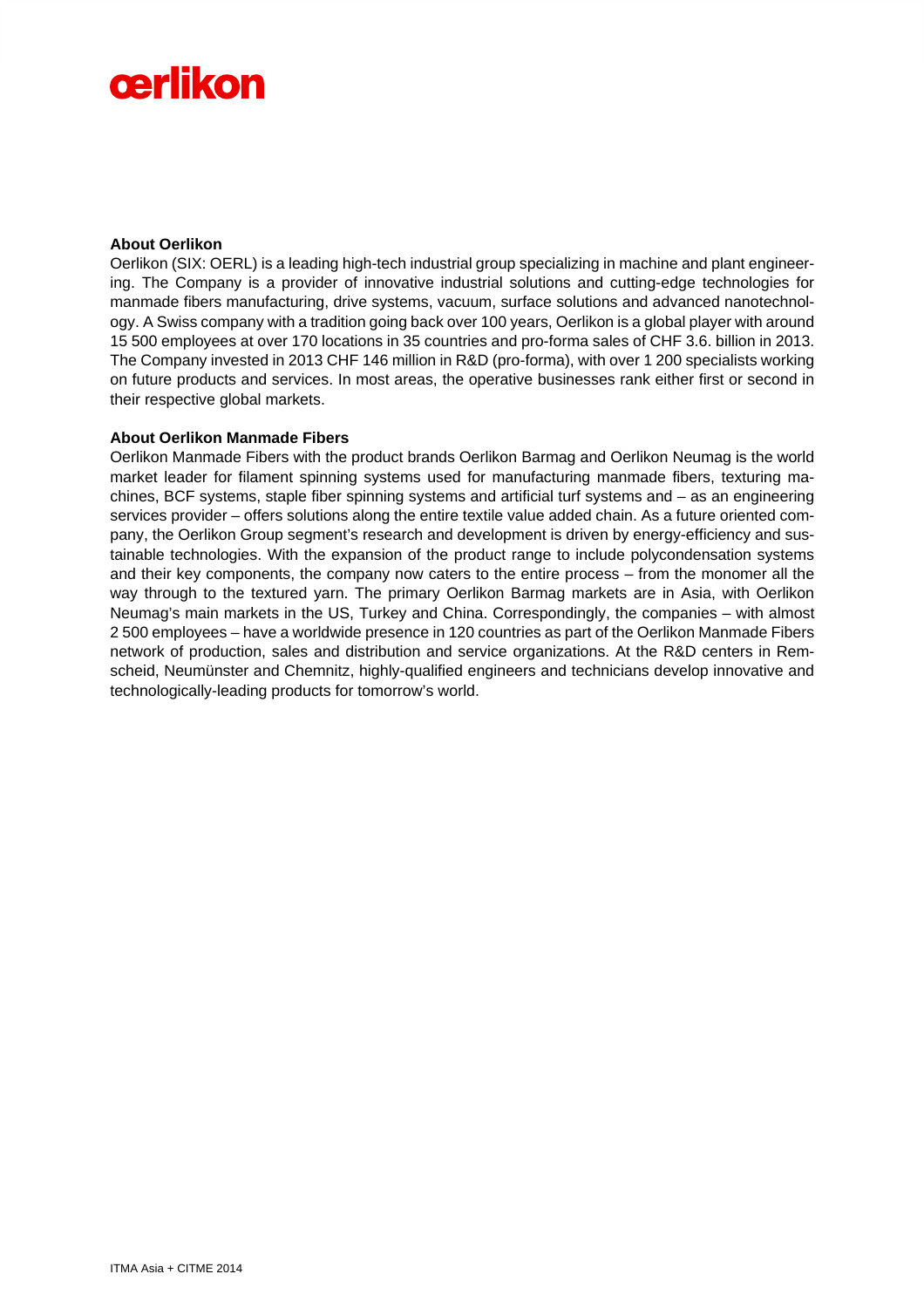**About Oerlikon**

Oerlikon (SIX: OERL) is a leading high-tech industrial group specializing in machine and plant engineering. The Company is a provider of innovative industrial solutions and cutting-edge technologies for manmade fibers manufacturing, drive systems, vacuum, surface solutions and advanced nanotechnology. A Swiss company with a tradition going back over 100 years, Oerlikon is a global player with around 15 500 employees at over 170 locations in 35 countries and pro-forma sales of CHF 3.6. billion in 2013. The Company invested in 2013 CHF 146 million in R&D (pro-forma), with over 1 200 specialists working on future products and services. In most areas, the operative businesses rank either first or second in their respective global markets.

**About Oerlikon Manmade Fibers**

Oerlikon Manmade Fibers with the product brands Oerlikon Barmag and Oerlikon Neumag is the world market leader for filament spinning systems used for manufacturing manmade fibers, texturing machines, BCF systems, staple fiber spinning systems and artificial turf systems and – as an engineering services provider – offers solutions along the entire textile value added chain. As a future oriented company, the Oerlikon Group segment's research and development is driven by energy-efficiency and sustainable technologies. With the expansion of the product range to include polycondensation systems and their key components, the company now caters to the entire process – from the monomer all the way through to the textured yarn. The primary Oerlikon Barmag markets are in Asia, with Oerlikon Neumag's main markets in the US, Turkey and China. Correspondingly, the companies – with almost 2 500 employees – have a worldwide presence in 120 countries as part of the Oerlikon Manmade Fibers network of production, sales and distribution and service organizations. At the R&D centers in Remscheid, Neumünster and Chemnitz, highly-qualified engineers and technicians develop innovative and technologically-leading products for tomorrow's world.